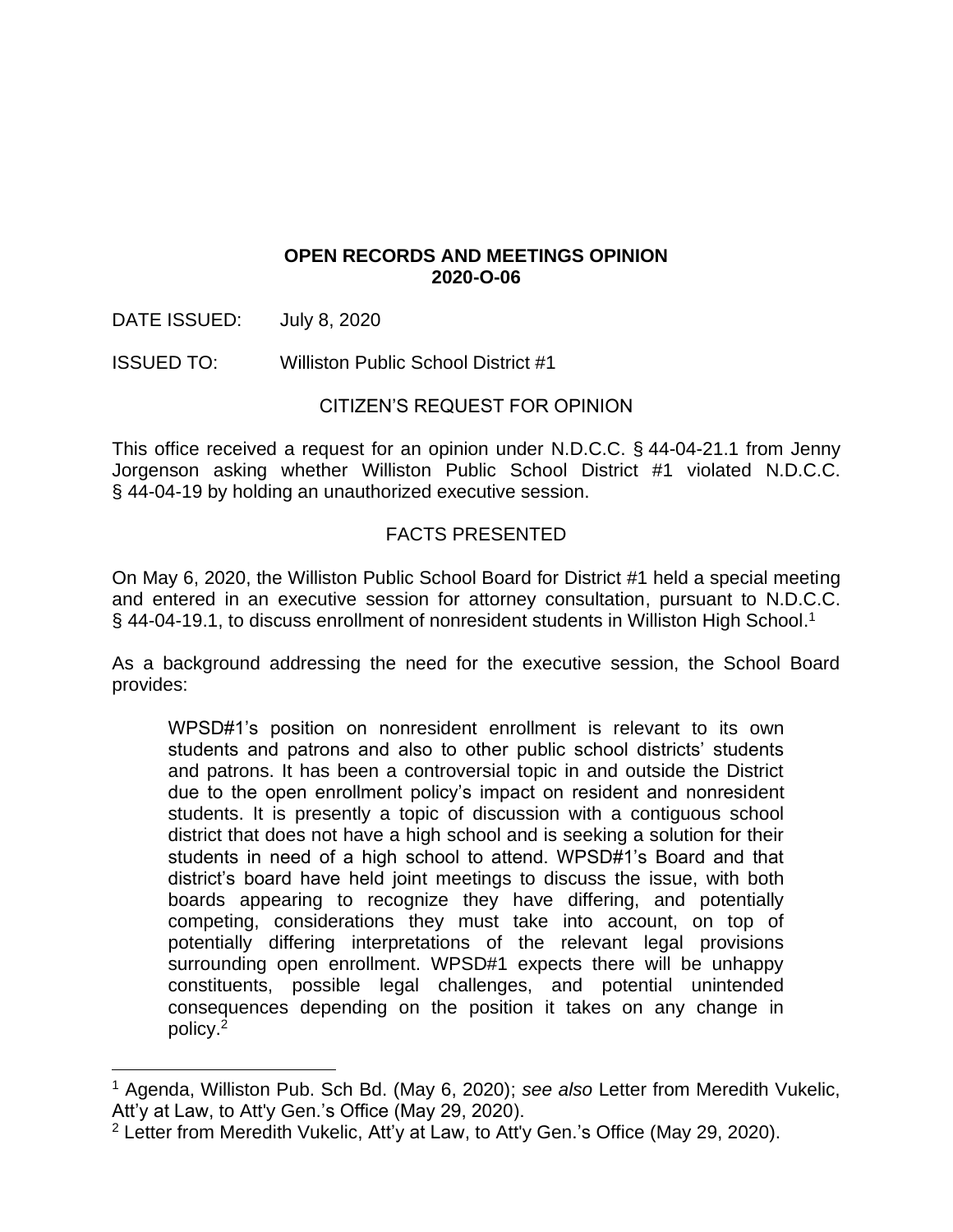**OPEN RECORDS AND MEETINGS OPINION**
**2020-O-06**

DATE ISSUED: July 8, 2020

ISSUED TO: Williston Public School District #1

## CITIZEN'S REQUEST FOR OPINION

This office received a request for an opinion under N.D.C.C. § 44-04-21.1 from Jenny Jorgenson asking whether Williston Public School District #1 violated N.D.C.C. § 44-04-19 by holding an unauthorized executive session.

## FACTS PRESENTED

On May 6, 2020, the Williston Public School Board for District #1 held a special meeting and entered in an executive session for attorney consultation, pursuant to N.D.C.C. § 44-04-19.1, to discuss enrollment of nonresident students in Williston High School.[1]

As a background addressing the need for the executive session, the School Board provides:

> WPSD#1's position on nonresident enrollment is relevant to its own students and patrons and also to other public school districts' students and patrons. It has been a controversial topic in and outside the District due to the open enrollment policy's impact on resident and nonresident students. It is presently a topic of discussion with a contiguous school district that does not have a high school and is seeking a solution for their students in need of a high school to attend. WPSD#1's Board and that district's board have held joint meetings to discuss the issue, with both boards appearing to recognize they have differing, and potentially competing, considerations they must take into account, on top of potentially differing interpretations of the relevant legal provisions surrounding open enrollment. WPSD#1 expects there will be unhappy constituents, possible legal challenges, and potential unintended consequences depending on the position it takes on any change in policy.[2]

---

[1] Agenda, Williston Pub. Sch Bd. (May 6, 2020); *see also* Letter from Meredith Vukelic, Att'y at Law, to Att'y Gen.'s Office (May 29, 2020).

[2] Letter from Meredith Vukelic, Att'y at Law, to Att'y Gen.'s Office (May 29, 2020).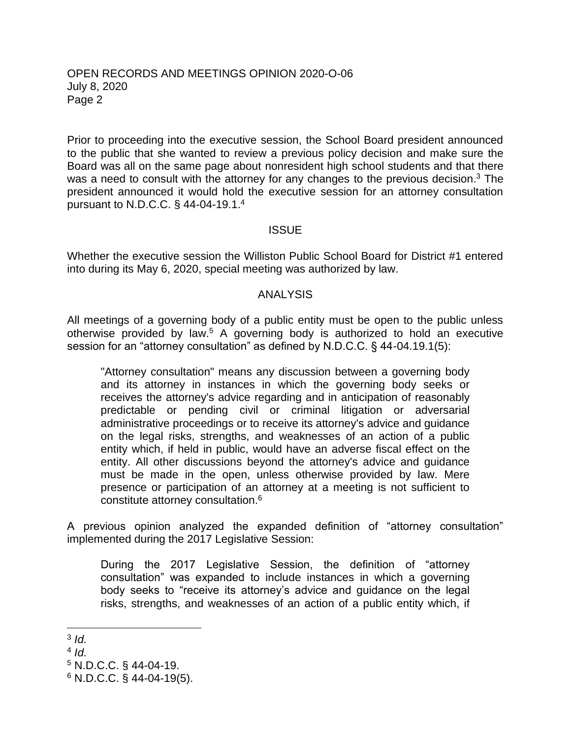Prior to proceeding into the executive session, the School Board president announced to the public that she wanted to review a previous policy decision and make sure the Board was all on the same page about nonresident high school students and that there was a need to consult with the attorney for any changes to the previous decision.[3] The president announced it would hold the executive session for an attorney consultation pursuant to N.D.C.C. § 44-04-19.1.[4]

## ISSUE

Whether the executive session the Williston Public School Board for District #1 entered into during its May 6, 2020, special meeting was authorized by law.

## ANALYSIS

All meetings of a governing body of a public entity must be open to the public unless otherwise provided by law.[5] A governing body is authorized to hold an executive session for an "attorney consultation" as defined by N.D.C.C. § 44-04.19.1(5):

> "Attorney consultation" means any discussion between a governing body and its attorney in instances in which the governing body seeks or receives the attorney's advice regarding and in anticipation of reasonably predictable or pending civil or criminal litigation or adversarial administrative proceedings or to receive its attorney's advice and guidance on the legal risks, strengths, and weaknesses of an action of a public entity which, if held in public, would have an adverse fiscal effect on the entity. All other discussions beyond the attorney's advice and guidance must be made in the open, unless otherwise provided by law. Mere presence or participation of an attorney at a meeting is not sufficient to constitute attorney consultation.[6]

A previous opinion analyzed the expanded definition of "attorney consultation" implemented during the 2017 Legislative Session:

> During the 2017 Legislative Session, the definition of "attorney consultation" was expanded to include instances in which a governing body seeks to "receive its attorney's advice and guidance on the legal risks, strengths, and weaknesses of an action of a public entity which, if

---

[3] *Id.*

[4] *Id.*

[5] N.D.C.C. § 44-04-19.

[6] N.D.C.C. § 44-04-19(5).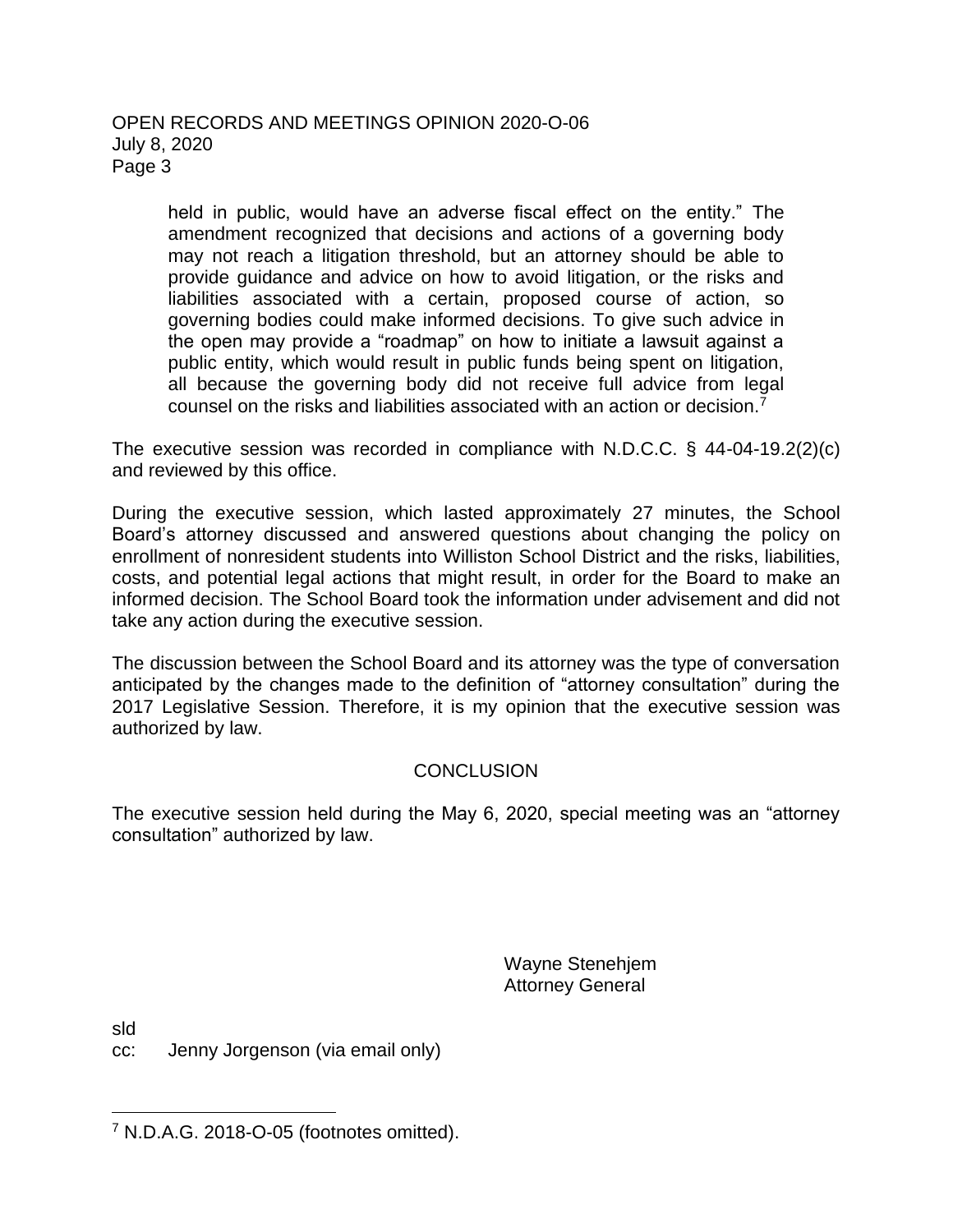> held in public, would have an adverse fiscal effect on the entity." The amendment recognized that decisions and actions of a governing body may not reach a litigation threshold, but an attorney should be able to provide guidance and advice on how to avoid litigation, or the risks and liabilities associated with a certain, proposed course of action, so governing bodies could make informed decisions. To give such advice in the open may provide a "roadmap" on how to initiate a lawsuit against a public entity, which would result in public funds being spent on litigation, all because the governing body did not receive full advice from legal counsel on the risks and liabilities associated with an action or decision.[7]

The executive session was recorded in compliance with N.D.C.C. § 44-04-19.2(2)(c) and reviewed by this office.

During the executive session, which lasted approximately 27 minutes, the School Board's attorney discussed and answered questions about changing the policy on enrollment of nonresident students into Williston School District and the risks, liabilities, costs, and potential legal actions that might result, in order for the Board to make an informed decision. The School Board took the information under advisement and did not take any action during the executive session.

The discussion between the School Board and its attorney was the type of conversation anticipated by the changes made to the definition of "attorney consultation" during the 2017 Legislative Session. Therefore, it is my opinion that the executive session was authorized by law.

## CONCLUSION

The executive session held during the May 6, 2020, special meeting was an "attorney consultation" authorized by law.

Wayne Stenehjem
Attorney General

sld
cc: Jenny Jorgenson (via email only)

---

[7] N.D.A.G. 2018-O-05 (footnotes omitted).